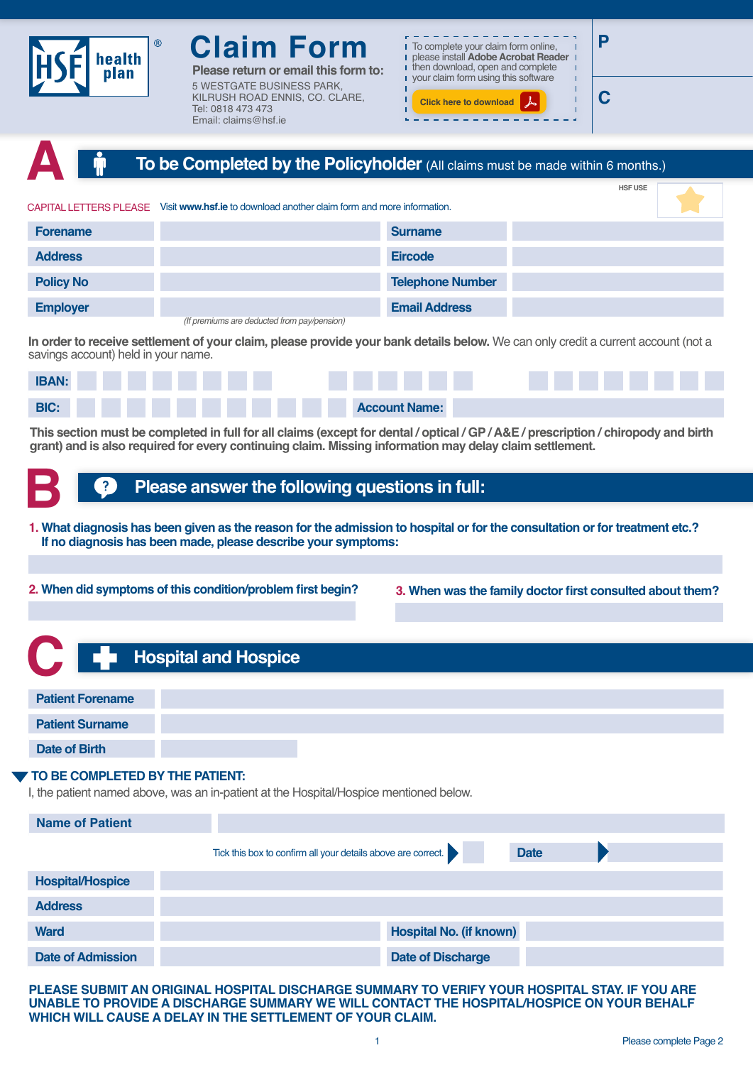# HSF health plan®

# Claim Form

**Please return or email this form to:**
5 WESTGATE BUSINESS PARK,
KILRUSH ROAD ENNIS, CO. CLARE,
Tel: 0818 473 473
Email: claims@hsf.ie

To complete your claim form online, please install **Adobe Acrobat Reader** then download, open and complete your claim form using this software

**Click here to download**

P

C

## A — To be Completed by the Policyholder (All claims must be made within 6 months.)

HSF USE

CAPITAL LETTERS PLEASE  Visit **www.hsf.ie** to download another claim form and more information.

| | | | |
|---|---|---|---|
| **Forename** | | **Surname** | |
| **Address** | | **Eircode** | |
| **Policy No** | | **Telephone Number** | |
| **Employer** | *(If premiums are deducted from pay/pension)* | **Email Address** | |

**In order to receive settlement of your claim, please provide your bank details below.** We can only credit a current account (not a savings account) held in your name.

**IBAN:**

**BIC:**  **Account Name:**

**This section must be completed in full for all claims (except for dental / optical / GP / A&E / prescription / chiropody and birth grant) and is also required for every continuing claim. Missing information may delay claim settlement.**

## B — Please answer the following questions in full:

**1. What diagnosis has been given as the reason for the admission to hospital or for the consultation or for treatment etc.? If no diagnosis has been made, please describe your symptoms:**

**2. When did symptoms of this condition/problem first begin?**

**3. When was the family doctor first consulted about them?**

## C — Hospital and Hospice

| | |
|---|---|
| **Patient Forename** | |
| **Patient Surname** | |
| **Date of Birth** | |

**TO BE COMPLETED BY THE PATIENT:**
I, the patient named above, was an in-patient at the Hospital/Hospice mentioned below.

**Name of Patient**

Tick this box to confirm all your details above are correct. ☐  **Date**

| | | | |
|---|---|---|---|
| **Hospital/Hospice** | | | |
| **Address** | | | |
| **Ward** | | **Hospital No. (if known)** | |
| **Date of Admission** | | **Date of Discharge** | |

**PLEASE SUBMIT AN ORIGINAL HOSPITAL DISCHARGE SUMMARY TO VERIFY YOUR HOSPITAL STAY. IF YOU ARE UNABLE TO PROVIDE A DISCHARGE SUMMARY WE WILL CONTACT THE HOSPITAL/HOSPICE ON YOUR BEHALF WHICH WILL CAUSE A DELAY IN THE SETTLEMENT OF YOUR CLAIM.**

Please complete Page 2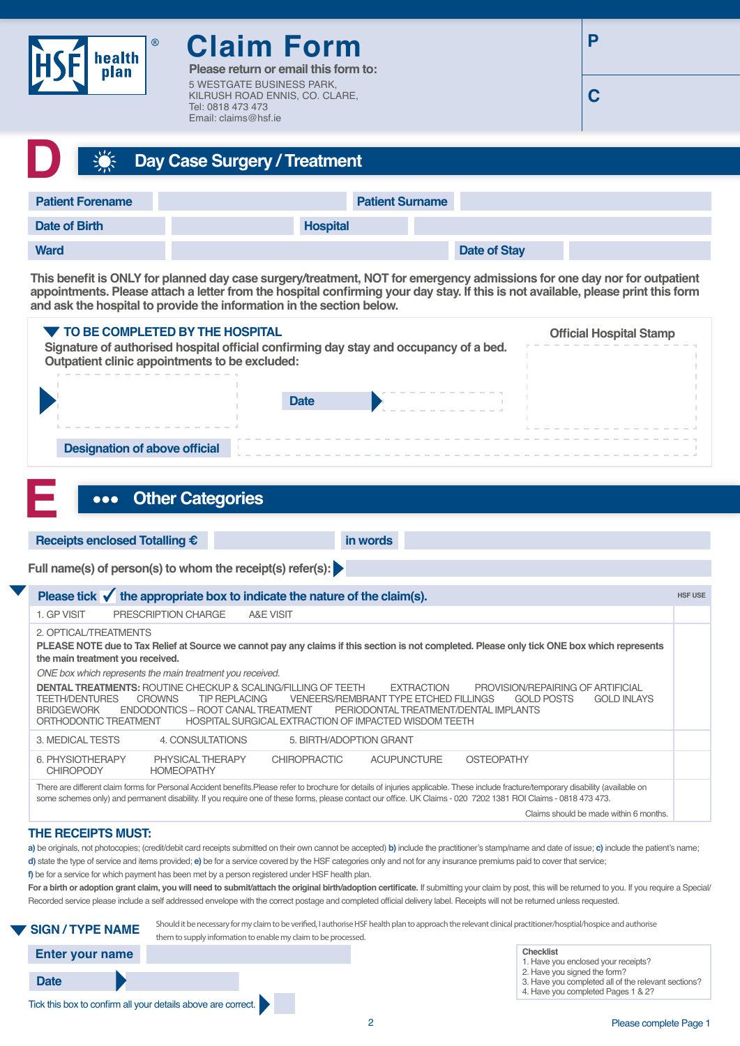# Claim Form

**Please return or email this form to:**
5 WESTGATE BUSINESS PARK,
KILRUSH ROAD ENNIS, CO. CLARE,
Tel: 0818 473 473
Email: claims@hsf.ie

P

C

## D — Day Case Surgery / Treatment

| | | | |
|---|---|---|---|
| **Patient Forename** | | **Patient Surname** | |
| **Date of Birth** | | **Hospital** | |
| **Ward** | | **Date of Stay** | |

**This benefit is ONLY for planned day case surgery/treatment, NOT for emergency admissions for one day nor for outpatient appointments. Please attach a letter from the hospital confirming your day stay. If this is not available, please print this form and ask the hospital to provide the information in the section below.**

**TO BE COMPLETED BY THE HOSPITAL**

**Signature of authorised hospital official confirming day stay and occupancy of a bed. Outpatient clinic appointments to be excluded:**

**Date**

**Official Hospital Stamp**

**Designation of above official**

## E — Other Categories

**Receipts enclosed Totalling €** ______ **in words** ______

**Full name(s) of person(s) to whom the receipt(s) refer(s):**

**Please tick ✓ the appropriate box to indicate the nature of the claim(s).**

| | HSF USE |
|---|---|
| 1. GP VISIT  PRESCRIPTION CHARGE  A&E VISIT | |
| 2. OPTICAL/TREATMENTS<br>**PLEASE NOTE due to Tax Relief at Source we cannot pay any claims if this section is not completed. Please only tick ONE box which represents the main treatment you received.**<br>*ONE box which represents the main treatment you received.*<br>**DENTAL TREATMENTS:** ROUTINE CHECKUP & SCALING/FILLING OF TEETH  EXTRACTION  PROVISION/REPAIRING OF ARTIFICIAL TEETH/DENTURES  CROWNS  TIP REPLACING  VENEERS/REMBRANT TYPE ETCHED FILLINGS  GOLD POSTS  GOLD INLAYS  BRIDGEWORK  ENDODONTICS – ROOT CANAL TREATMENT  PERIODONTAL TREATMENT/DENTAL IMPLANTS  ORTHODONTIC TREATMENT  HOSPITAL SURGICAL EXTRACTION OF IMPACTED WISDOM TEETH | |
| 3. MEDICAL TESTS  4. CONSULTATIONS  5. BIRTH/ADOPTION GRANT | |
| 6. PHYSIOTHERAPY  PHYSICAL THERAPY  CHIROPRACTIC  ACUPUNCTURE  OSTEOPATHY  CHIROPODY  HOMEOPATHY | |
| There are different claim forms for Personal Accident benefits.Please refer to brochure for details of injuries applicable. These include fracture/temporary disability (available on some schemes only) and permanent disability. If you require one of these forms, please contact our office. UK Claims - 020 7202 1381 ROI Claims - 0818 473 473.<br>Claims should be made within 6 months. | |

### THE RECEIPTS MUST:

**a)** be originals, not photocopies; (credit/debit card receipts submitted on their own cannot be accepted) **b)** include the practitioner's stamp/name and date of issue; **c)** include the patient's name; **d)** state the type of service and items provided; **e)** be for a service covered by the HSF categories only and not for any insurance premiums paid to cover that service; **f)** be for a service for which payment has been met by a person registered under HSF health plan.

**For a birth or adoption grant claim, you will need to submit/attach the original birth/adoption certificate.** If submitting your claim by post, this will be returned to you. If you require a Special/Recorded service please include a self addressed envelope with the correct postage and completed official delivery label. Receipts will not be returned unless requested.

### SIGN / TYPE NAME

Should it be necessary for my claim to be verified, I authorise HSF health plan to approach the relevant clinical practitioner/hosptial/hospice and authorise them to supply information to enable my claim to be processed.

**Enter your name** ______

**Date** ______

Tick this box to confirm all your details above are correct. ☐

**Checklist**
1. Have you enclosed your receipts?
2. Have you signed the form?
3. Have you completed all of the relevant sections?
4. Have you completed Pages 1 & 2?

Please complete Page 1